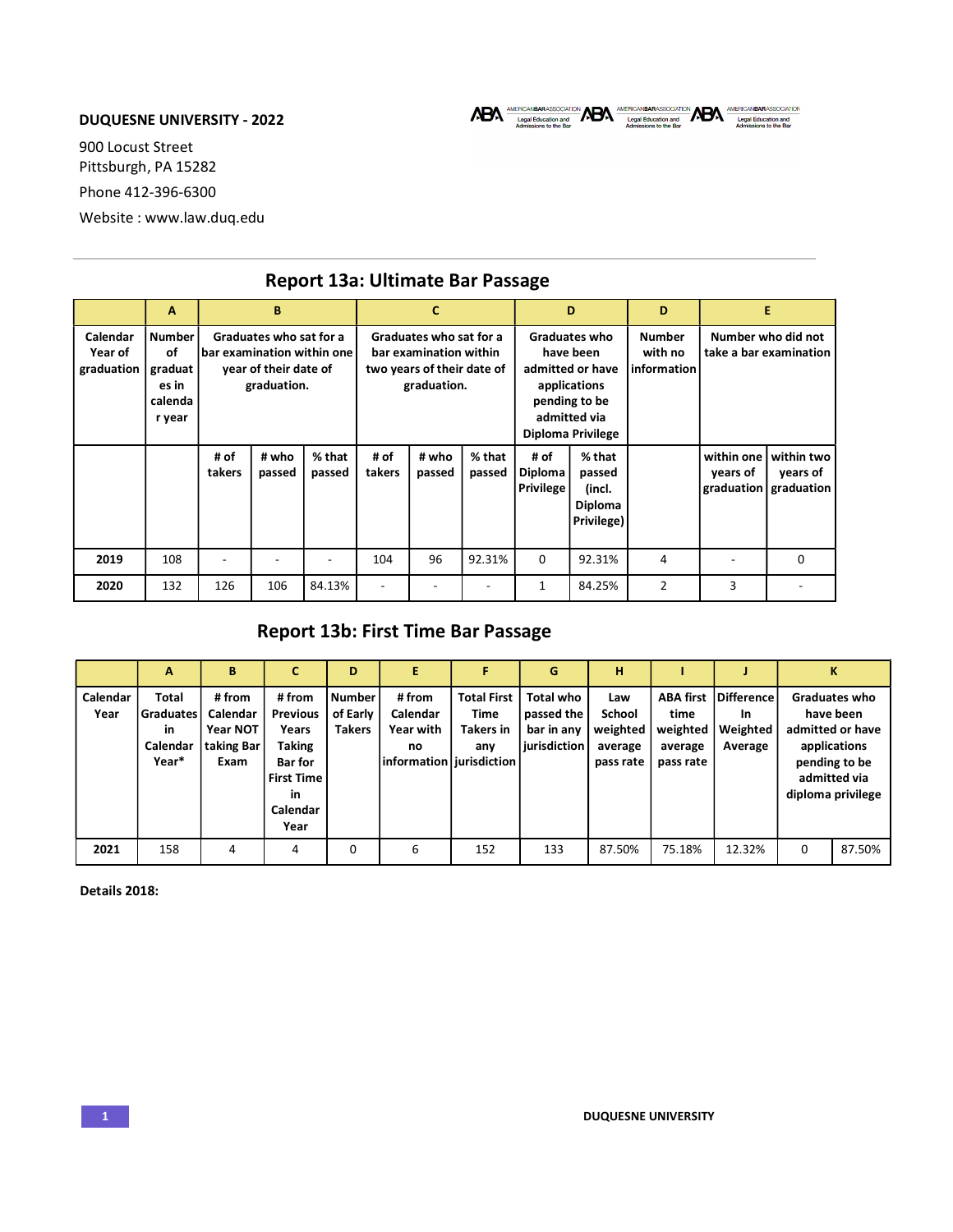**DUQUESNE UNIVERSITY - 2022**

900 Locust Street
Pittsburgh, PA 15282

Phone 412-396-6300

Website : www.law.duq.edu

## Report 13a: Ultimate Bar Passage

| | A | B | | | C | | | D | | D | E | |
|---|---|---|---|---|---|---|---|---|---|---|---|---|
| Calendar Year of graduation | Number of graduates in calendar year | Graduates who sat for a bar examination within one year of their date of graduation. | | | Graduates who sat for a bar examination within two years of their date of graduation. | | | Graduates who have been admitted or have applications pending to be admitted via Diploma Privilege | | Number with no information | Number who did not take a bar examination | |
| | | # of takers | # who passed | % that passed | # of takers | # who passed | % that passed | # of Diploma Privilege | % that passed (incl. Diploma Privilege) | | within one years of graduation | within two years of graduation |
| 2019 | 108 | - | - | - | 104 | 96 | 92.31% | 0 | 92.31% | 4 | - | 0 |
| 2020 | 132 | 126 | 106 | 84.13% | - | - | - | 1 | 84.25% | 2 | 3 | - |

## Report 13b: First Time Bar Passage

| | A | B | C | D | E | F | G | H | I | J | K | |
|---|---|---|---|---|---|---|---|---|---|---|---|---|
| Calendar Year | Total Graduates in Calendar Year* | # from Calendar Year NOT taking Bar Exam | # from Previous Years Taking Bar for First Time in Calendar Year | Number of Early Takers | # from Calendar Year with no information | Total First Time Takers in any jurisdiction | Total who passed the bar in any jurisdiction | Law School weighted average pass rate | ABA first time weighted average pass rate | Difference In Weighted Average | Graduates who have been admitted or have applications pending to be admitted via diploma privilege | |
| 2021 | 158 | 4 | 4 | 0 | 6 | 152 | 133 | 87.50% | 75.18% | 12.32% | 0 | 87.50% |

**Details 2018:**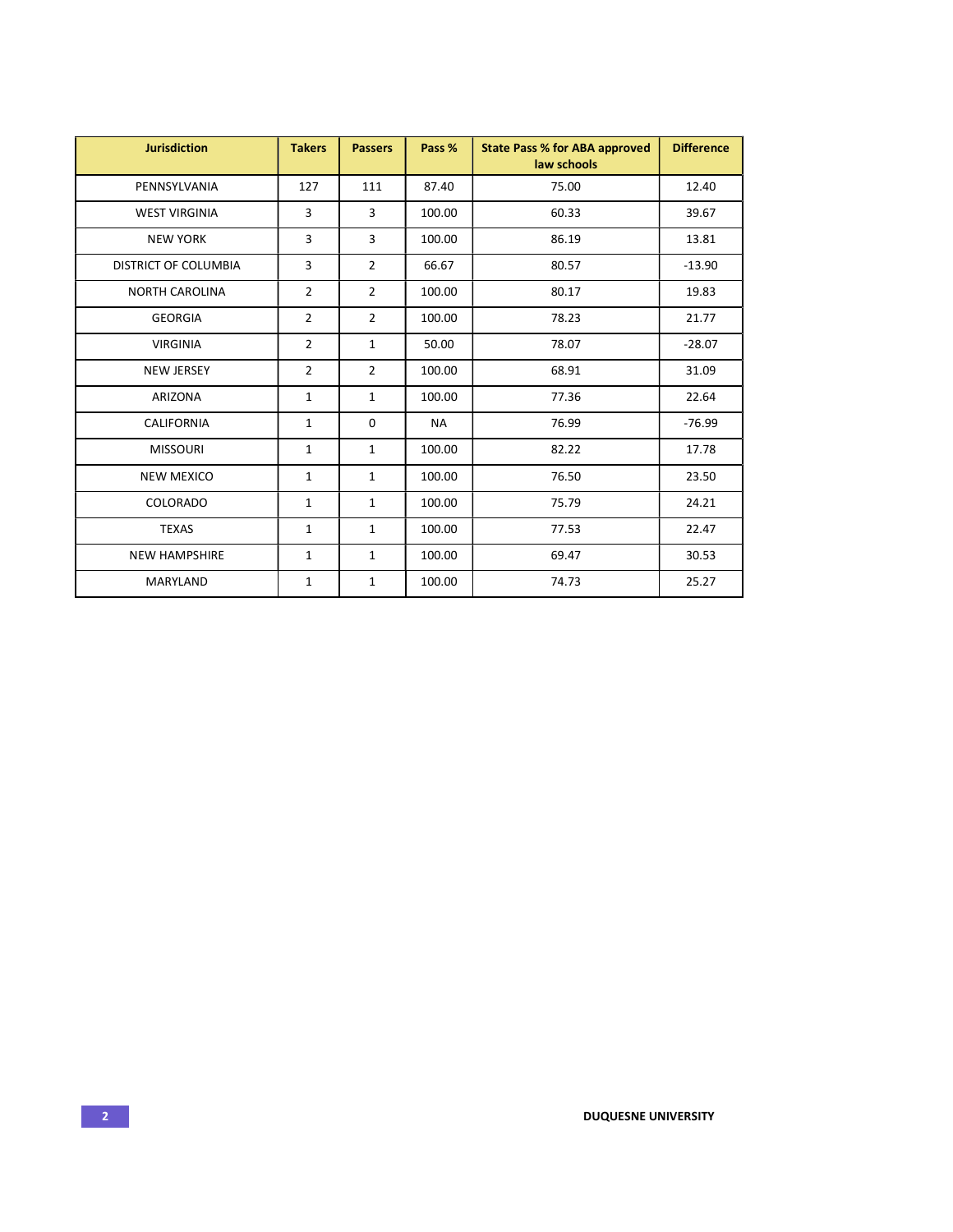| Jurisdiction | Takers | Passers | Pass % | State Pass % for ABA approved law schools | Difference |
|---|---|---|---|---|---|
| PENNSYLVANIA | 127 | 111 | 87.40 | 75.00 | 12.40 |
| WEST VIRGINIA | 3 | 3 | 100.00 | 60.33 | 39.67 |
| NEW YORK | 3 | 3 | 100.00 | 86.19 | 13.81 |
| DISTRICT OF COLUMBIA | 3 | 2 | 66.67 | 80.57 | -13.90 |
| NORTH CAROLINA | 2 | 2 | 100.00 | 80.17 | 19.83 |
| GEORGIA | 2 | 2 | 100.00 | 78.23 | 21.77 |
| VIRGINIA | 2 | 1 | 50.00 | 78.07 | -28.07 |
| NEW JERSEY | 2 | 2 | 100.00 | 68.91 | 31.09 |
| ARIZONA | 1 | 1 | 100.00 | 77.36 | 22.64 |
| CALIFORNIA | 1 | 0 | NA | 76.99 | -76.99 |
| MISSOURI | 1 | 1 | 100.00 | 82.22 | 17.78 |
| NEW MEXICO | 1 | 1 | 100.00 | 76.50 | 23.50 |
| COLORADO | 1 | 1 | 100.00 | 75.79 | 24.21 |
| TEXAS | 1 | 1 | 100.00 | 77.53 | 22.47 |
| NEW HAMPSHIRE | 1 | 1 | 100.00 | 69.47 | 30.53 |
| MARYLAND | 1 | 1 | 100.00 | 74.73 | 25.27 |